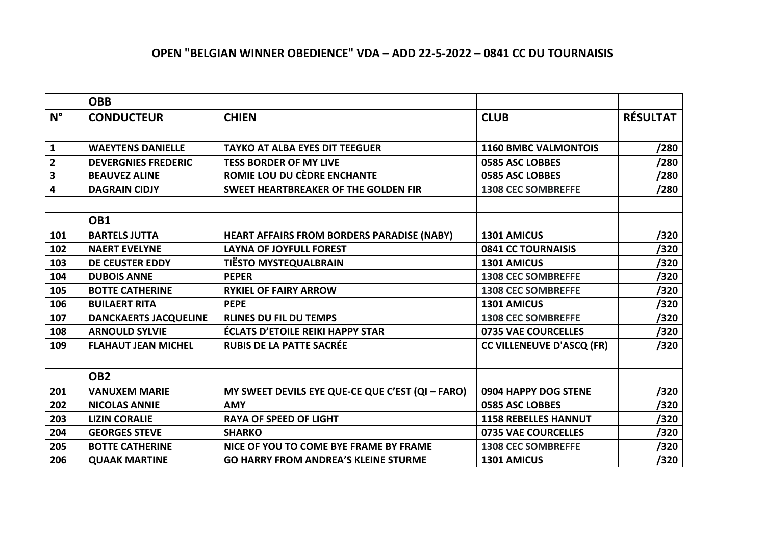# OPEN "BELGIAN WINNER OBEDIENCE" VDA – ADD 22-5-2022 – 0841 CC DU TOURNAISIS

| | **OBB** | | | |
|---|---|---|---|---|
| **N°** | **CONDUCTEUR** | **CHIEN** | **CLUB** | **RÉSULTAT** |
| | | | | |
| **1** | **WAEYTENS DANIELLE** | **TAYKO AT ALBA EYES DIT TEEGUER** | **1160 BMBC VALMONTOIS** | **/280** |
| **2** | **DEVERGNIES FREDERIC** | **TESS BORDER OF MY LIVE** | **0585 ASC LOBBES** | **/280** |
| **3** | **BEAUVEZ ALINE** | **ROMIE LOU DU CÈDRE ENCHANTE** | **0585 ASC LOBBES** | **/280** |
| **4** | **DAGRAIN CIDJY** | **SWEET HEARTBREAKER OF THE GOLDEN FIR** | **1308 CEC SOMBREFFE** | **/280** |
| | | | | |
| | **OB1** | | | |
| **101** | **BARTELS JUTTA** | **HEART AFFAIRS FROM BORDERS PARADISE (NABY)** | **1301 AMICUS** | **/320** |
| **102** | **NAERT EVELYNE** | **LAYNA OF JOYFULL FOREST** | **0841 CC TOURNAISIS** | **/320** |
| **103** | **DE CEUSTER EDDY** | **TIËSTO MYSTEQUALBRAIN** | **1301 AMICUS** | **/320** |
| **104** | **DUBOIS ANNE** | **PEPER** | **1308 CEC SOMBREFFE** | **/320** |
| **105** | **BOTTE CATHERINE** | **RYKIEL OF FAIRY ARROW** | **1308 CEC SOMBREFFE** | **/320** |
| **106** | **BUILAERT RITA** | **PEPE** | **1301 AMICUS** | **/320** |
| **107** | **DANCKAERTS JACQUELINE** | **RLINES DU FIL DU TEMPS** | **1308 CEC SOMBREFFE** | **/320** |
| **108** | **ARNOULD SYLVIE** | **ÉCLATS D'ETOILE REIKI HAPPY STAR** | **0735 VAE COURCELLES** | **/320** |
| **109** | **FLAHAUT JEAN MICHEL** | **RUBIS DE LA PATTE SACRÉE** | **CC VILLENEUVE D'ASCQ (FR)** | **/320** |
| | | | | |
| | **OB2** | | | |
| **201** | **VANUXEM MARIE** | **MY SWEET DEVILS EYE QUE-CE QUE C'EST (QI – FARO)** | **0904 HAPPY DOG STENE** | **/320** |
| **202** | **NICOLAS ANNIE** | **AMY** | **0585 ASC LOBBES** | **/320** |
| **203** | **LIZIN CORALIE** | **RAYA OF SPEED OF LIGHT** | **1158 REBELLES HANNUT** | **/320** |
| **204** | **GEORGES STEVE** | **SHARKO** | **0735 VAE COURCELLES** | **/320** |
| **205** | **BOTTE CATHERINE** | **NICE OF YOU TO COME BYE FRAME BY FRAME** | **1308 CEC SOMBREFFE** | **/320** |
| **206** | **QUAAK MARTINE** | **GO HARRY FROM ANDREA'S KLEINE STURME** | **1301 AMICUS** | **/320** |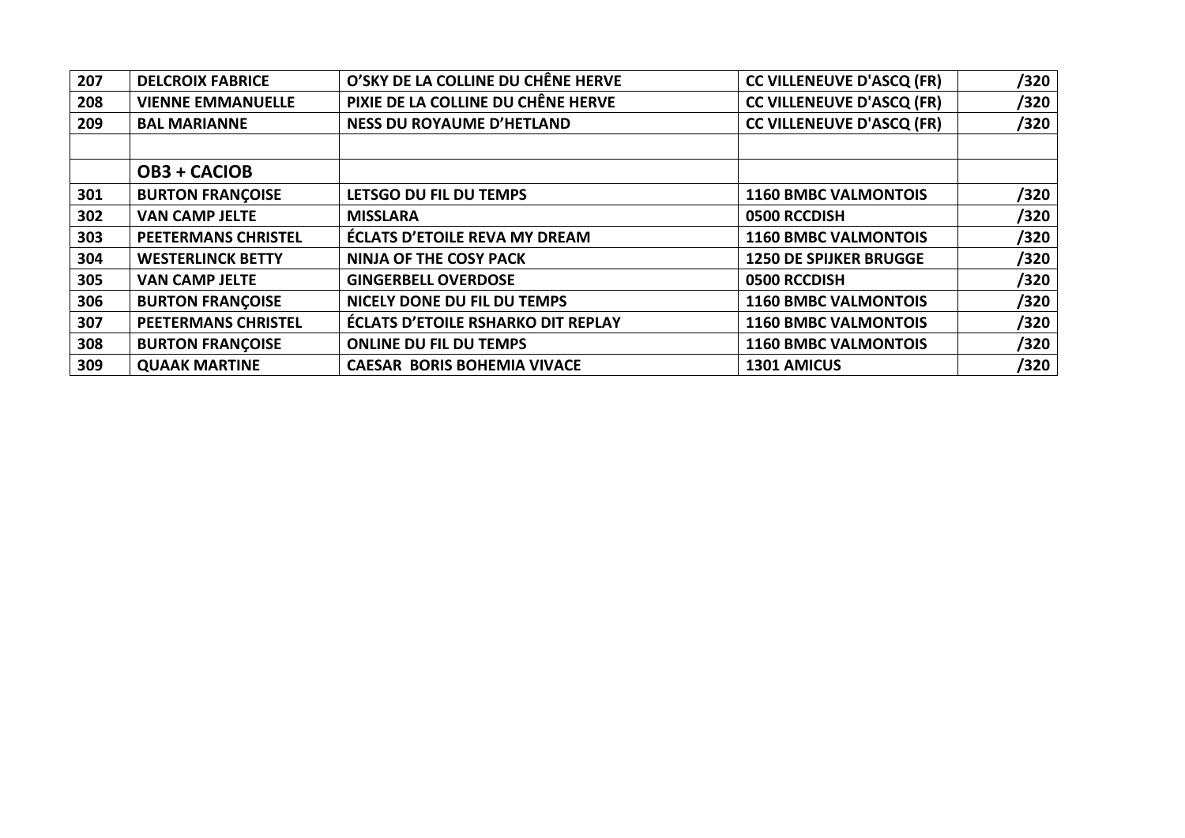| | | | | |
|---|---|---|---|---|
| **207** | **DELCROIX FABRICE** | **O'SKY DE LA COLLINE DU CHÊNE HERVE** | **CC VILLENEUVE D'ASCQ (FR)** | **/320** |
| **208** | **VIENNE EMMANUELLE** | **PIXIE DE LA COLLINE DU CHÊNE HERVE** | **CC VILLENEUVE D'ASCQ (FR)** | **/320** |
| **209** | **BAL MARIANNE** | **NESS DU ROYAUME D'HETLAND** | **CC VILLENEUVE D'ASCQ (FR)** | **/320** |
| | | | | |
| | **OB3 + CACIOB** | | | |
| **301** | **BURTON FRANÇOISE** | **LETSGO DU FIL DU TEMPS** | **1160 BMBC VALMONTOIS** | **/320** |
| **302** | **VAN CAMP JELTE** | **MISSLARA** | **0500 RCCDISH** | **/320** |
| **303** | **PEETERMANS CHRISTEL** | **ÉCLATS D'ETOILE REVA MY DREAM** | **1160 BMBC VALMONTOIS** | **/320** |
| **304** | **WESTERLINCK BETTY** | **NINJA OF THE COSY PACK** | **1250 DE SPIJKER BRUGGE** | **/320** |
| **305** | **VAN CAMP JELTE** | **GINGERBELL OVERDOSE** | **0500 RCCDISH** | **/320** |
| **306** | **BURTON FRANÇOISE** | **NICELY DONE DU FIL DU TEMPS** | **1160 BMBC VALMONTOIS** | **/320** |
| **307** | **PEETERMANS CHRISTEL** | **ÉCLATS D'ETOILE RSHARKO DIT REPLAY** | **1160 BMBC VALMONTOIS** | **/320** |
| **308** | **BURTON FRANÇOISE** | **ONLINE DU FIL DU TEMPS** | **1160 BMBC VALMONTOIS** | **/320** |
| **309** | **QUAAK MARTINE** | **CAESAR BORIS BOHEMIA VIVACE** | **1301 AMICUS** | **/320** |